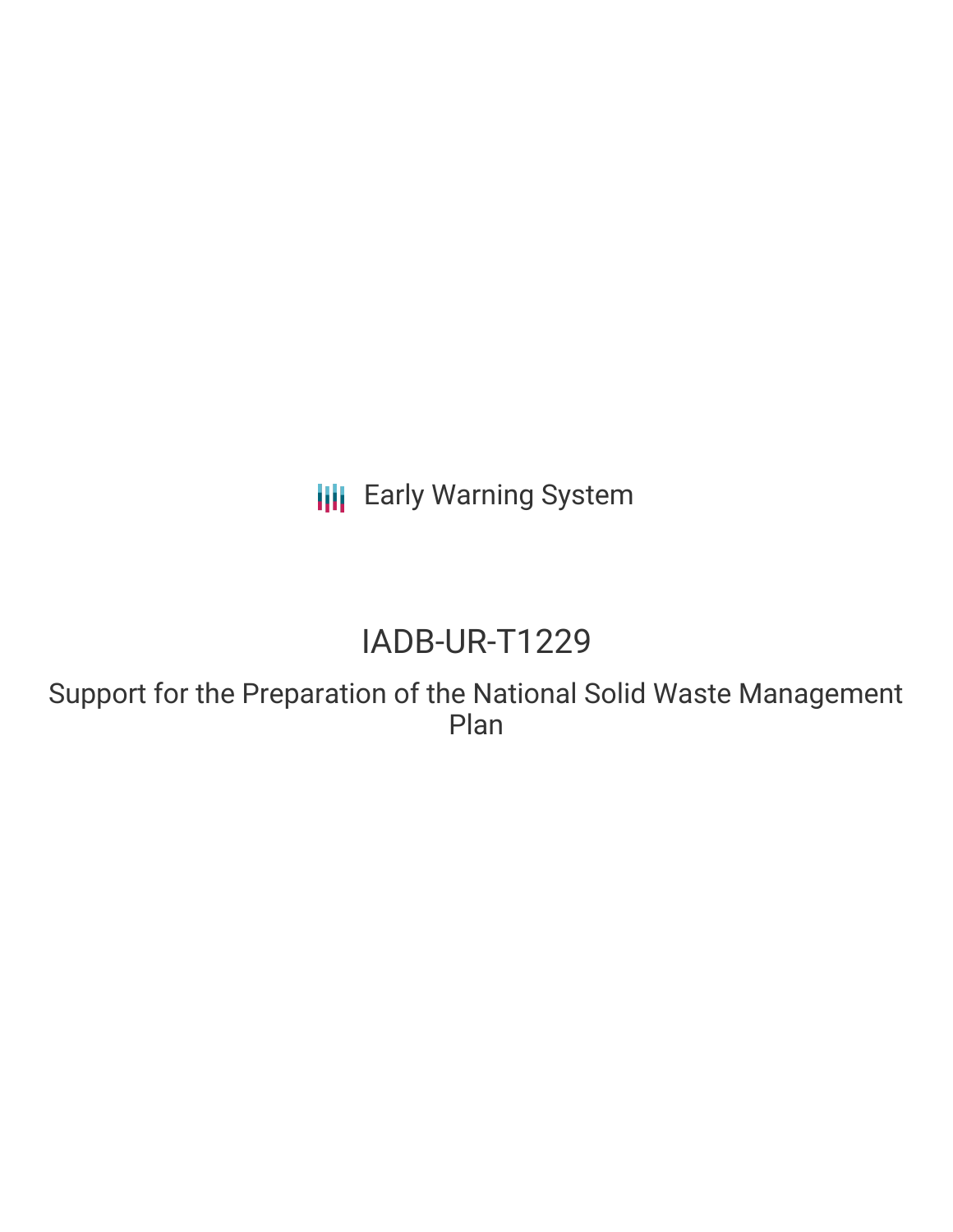Early Warning System

# IADB-UR-T1229

## Support for the Preparation of the National Solid Waste Management Plan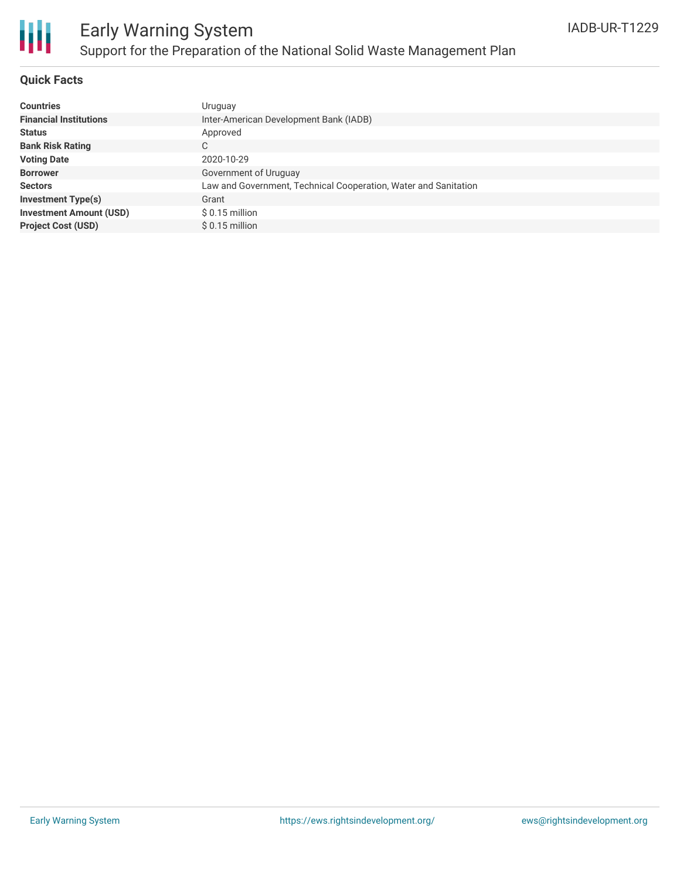# Early Warning System

## Support for the Preparation of the National Solid Waste Management Plan

IADB-UR-T1229

### Quick Facts

| | |
|---|---|
| **Countries** | Uruguay |
| **Financial Institutions** | Inter-American Development Bank (IADB) |
| **Status** | Approved |
| **Bank Risk Rating** | C |
| **Voting Date** | 2020-10-29 |
| **Borrower** | Government of Uruguay |
| **Sectors** | Law and Government, Technical Cooperation, Water and Sanitation |
| **Investment Type(s)** | Grant |
| **Investment Amount (USD)** | $ 0.15 million |
| **Project Cost (USD)** | $ 0.15 million |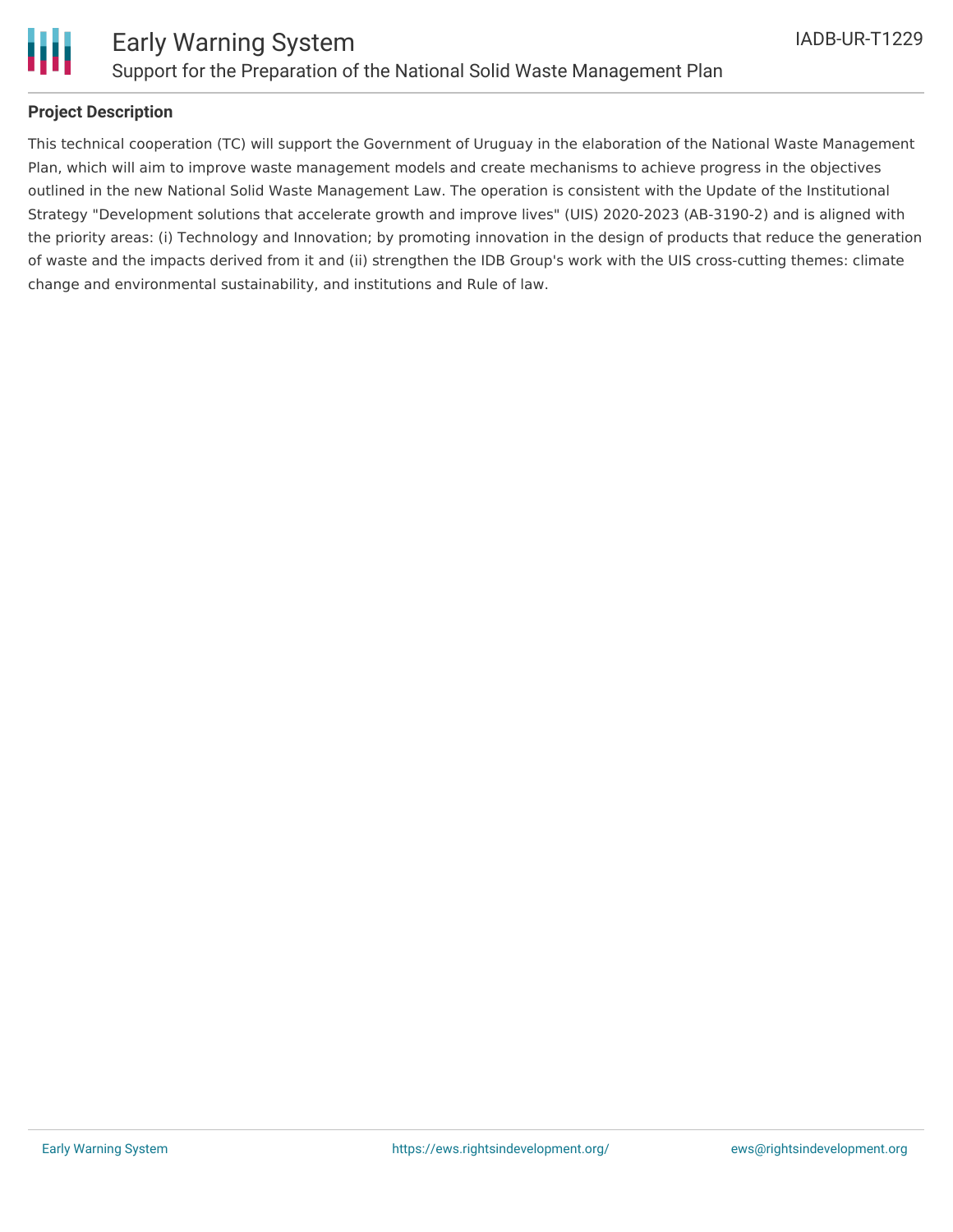## Project Description

This technical cooperation (TC) will support the Government of Uruguay in the elaboration of the National Waste Management Plan, which will aim to improve waste management models and create mechanisms to achieve progress in the objectives outlined in the new National Solid Waste Management Law. The operation is consistent with the Update of the Institutional Strategy "Development solutions that accelerate growth and improve lives" (UIS) 2020-2023 (AB-3190-2) and is aligned with the priority areas: (i) Technology and Innovation; by promoting innovation in the design of products that reduce the generation of waste and the impacts derived from it and (ii) strengthen the IDB Group's work with the UIS cross-cutting themes: climate change and environmental sustainability, and institutions and Rule of law.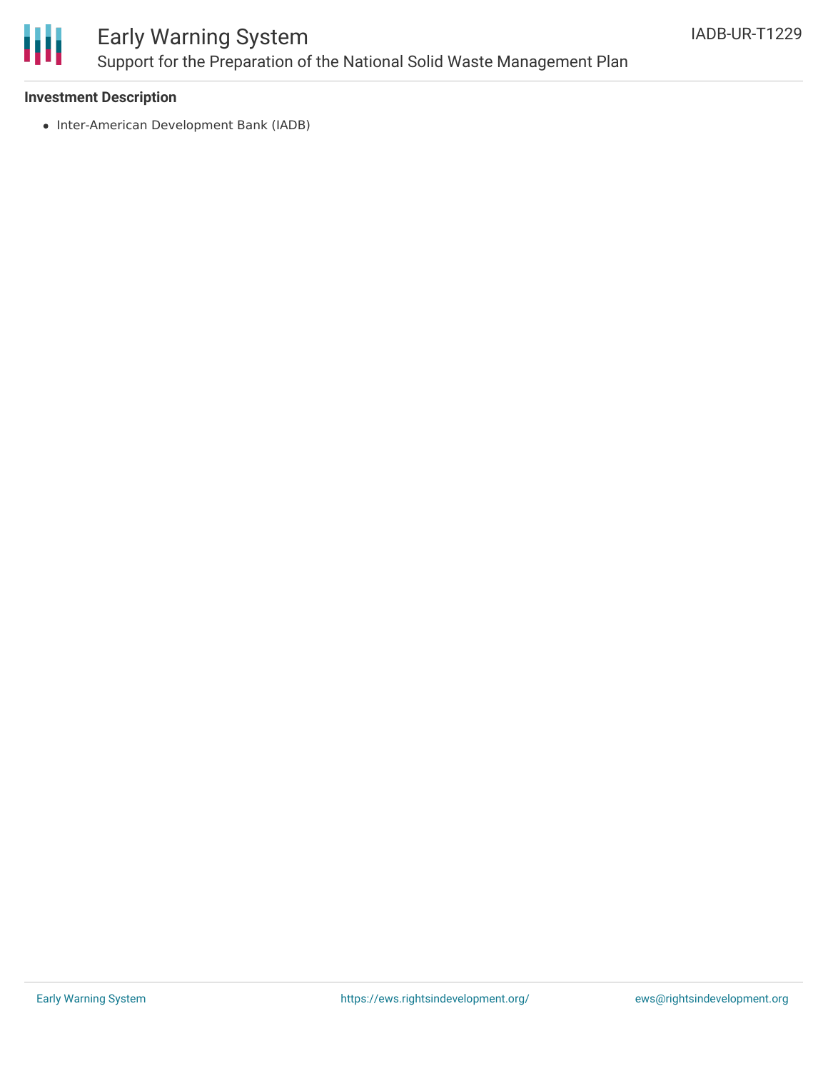**Investment Description**

- Inter-American Development Bank (IADB)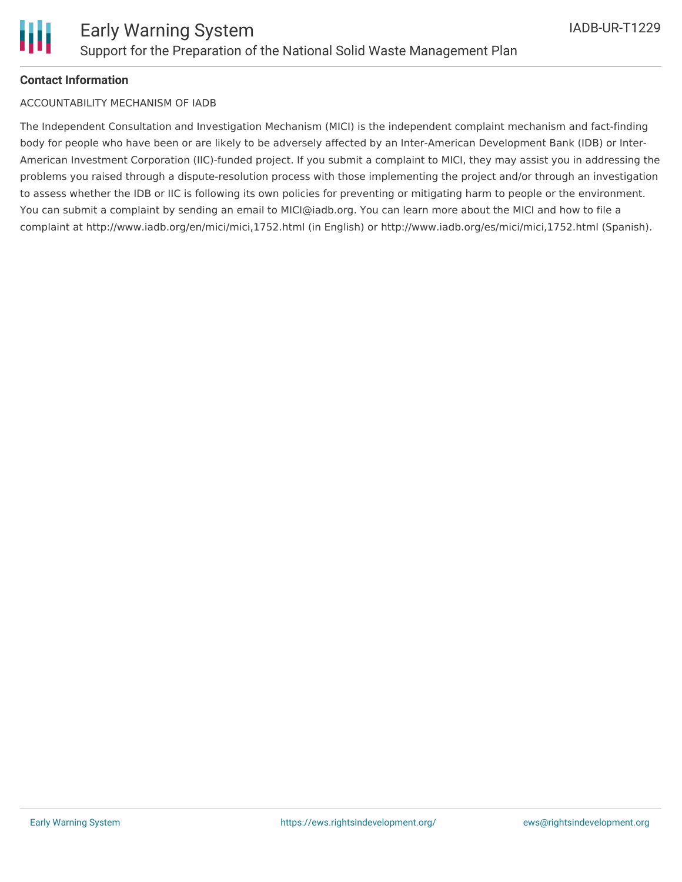**Contact Information**

ACCOUNTABILITY MECHANISM OF IADB

The Independent Consultation and Investigation Mechanism (MICI) is the independent complaint mechanism and fact-finding body for people who have been or are likely to be adversely affected by an Inter-American Development Bank (IDB) or Inter-American Investment Corporation (IIC)-funded project. If you submit a complaint to MICI, they may assist you in addressing the problems you raised through a dispute-resolution process with those implementing the project and/or through an investigation to assess whether the IDB or IIC is following its own policies for preventing or mitigating harm to people or the environment. You can submit a complaint by sending an email to MICI@iadb.org. You can learn more about the MICI and how to file a complaint at http://www.iadb.org/en/mici/mici,1752.html (in English) or http://www.iadb.org/es/mici/mici,1752.html (Spanish).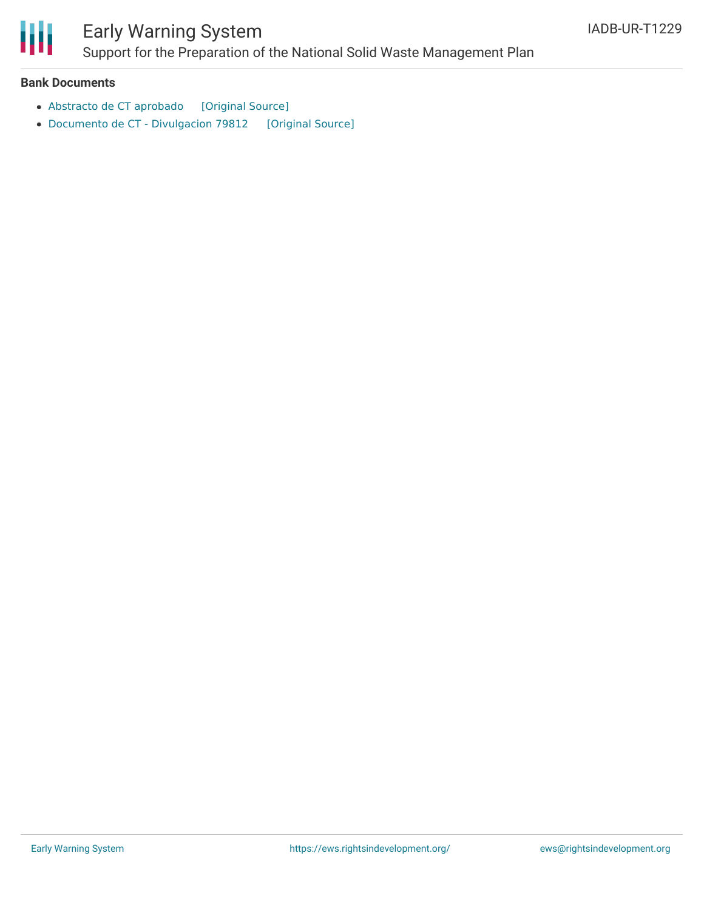**Bank Documents**

- Abstracto de CT aprobado [Original Source]
- Documento de CT - Divulgacion 79812 [Original Source]